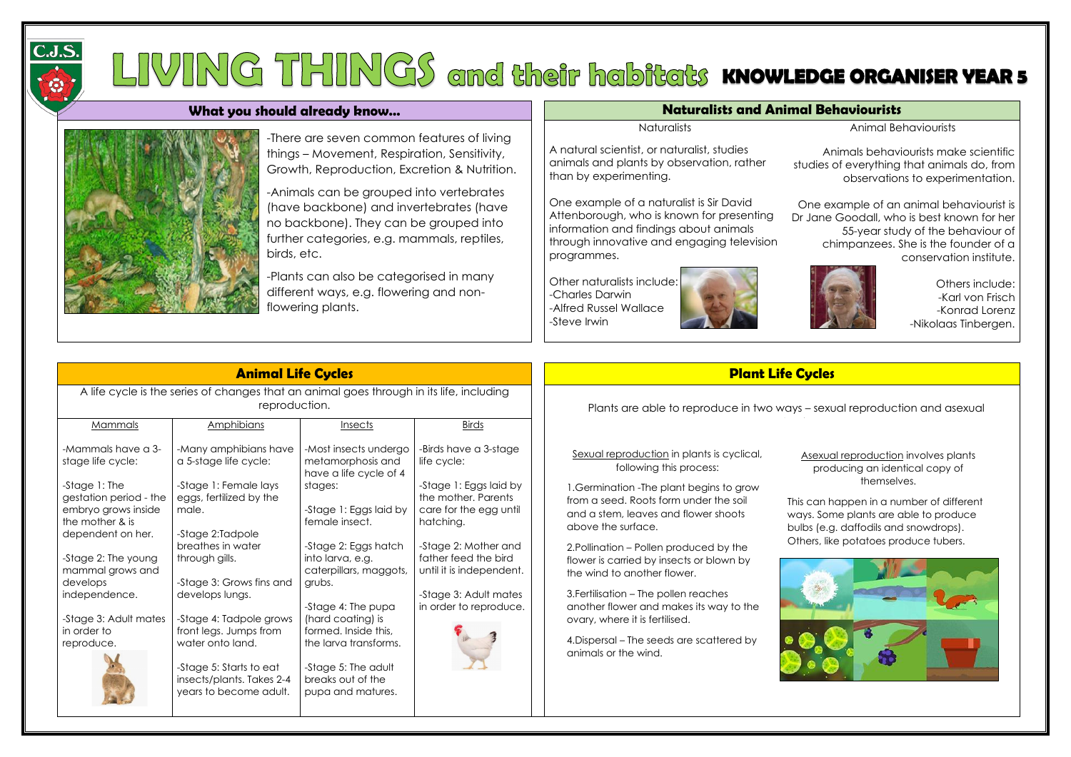# LIVING THINGS and their habitats KNOWLEDGE ORGANISER YEAR 5

## What you should already know...

-There are seven common features of living things – Movement, Respiration, Sensitivity, Growth, Reproduction, Excretion & Nutrition.

-Animals can be grouped into vertebrates (have backbone) and invertebrates (have no backbone). They can be grouped into further categories, e.g. mammals, reptiles, birds, etc.

-Plants can also be categorised in many different ways, e.g. flowering and non-flowering plants.

## Naturalists and Animal Behaviourists

### Naturalists

A natural scientist, or naturalist, studies animals and plants by observation, rather than by experimenting.

One example of a naturalist is Sir David Attenborough, who is known for presenting information and findings about animals through innovative and engaging television programmes.

Other naturalists include:
-Charles Darwin
-Alfred Russel Wallace
-Steve Irwin

### Animal Behaviourists

Animals behaviourists make scientific studies of everything that animals do, from observations to experimentation.

One example of an animal behaviourist is Dr Jane Goodall, who is best known for her 55-year study of the behaviour of chimpanzees. She is the founder of a conservation institute.

Others include:
-Karl von Frisch
-Konrad Lorenz
-Nikolaas Tinbergen.

## Animal Life Cycles

A life cycle is the series of changes that an animal goes through in its life, including reproduction.

| Mammals | Amphibians | Insects | Birds |
|---|---|---|---|
| -Mammals have a 3-stage life cycle:<br><br>-Stage 1: The gestation period - the embryo grows inside the mother & is dependent on her.<br><br>-Stage 2: The young mammal grows and develops independence.<br><br>-Stage 3: Adult mates in order to reproduce. | -Many amphibians have a 5-stage life cycle:<br><br>-Stage 1: Female lays eggs, fertilized by the male.<br><br>-Stage 2:Tadpole breathes in water through gills.<br><br>-Stage 3: Grows fins and develops lungs.<br><br>-Stage 4: Tadpole grows front legs. Jumps from water onto land.<br><br>-Stage 5: Starts to eat insects/plants. Takes 2-4 years to become adult. | -Most insects undergo metamorphosis and have a life cycle of 4 stages:<br><br>-Stage 1: Eggs laid by female insect.<br><br>-Stage 2: Eggs hatch into larva, e.g. caterpillars, maggots, grubs.<br><br>-Stage 4: The pupa (hard coating) is formed. Inside this, the larva transforms.<br><br>-Stage 5: The adult breaks out of the pupa and matures. | -Birds have a 3-stage life cycle:<br><br>-Stage 1: Eggs laid by the mother. Parents care for the egg until hatching.<br><br>-Stage 2: Mother and father feed the bird until it is independent.<br><br>-Stage 3: Adult mates in order to reproduce. |

## Plant Life Cycles

Plants are able to reproduce in two ways – sexual reproduction and asexual

Sexual reproduction in plants is cyclical, following this process:

1.Germination -The plant begins to grow from a seed. Roots form under the soil and a stem, leaves and flower shoots above the surface.

2.Pollination – Pollen produced by the flower is carried by insects or blown by the wind to another flower.

3.Fertilisation – The pollen reaches another flower and makes its way to the ovary, where it is fertilised.

4.Dispersal – The seeds are scattered by animals or the wind.

Asexual reproduction involves plants producing an identical copy of themselves.

This can happen in a number of different ways. Some plants are able to produce bulbs (e.g. daffodils and snowdrops). Others, like potatoes produce tubers.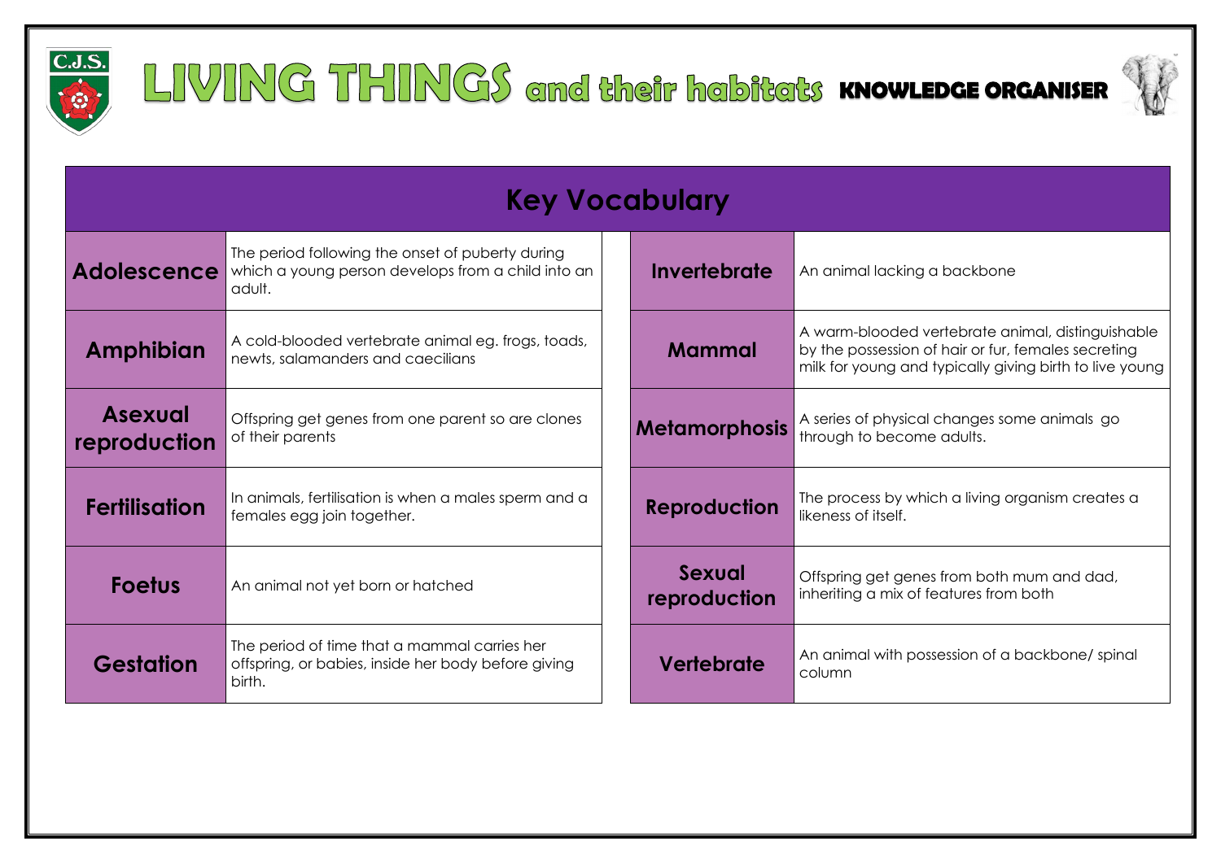# LIVING THINGS and their habitats KNOWLEDGE ORGANISER

## Key Vocabulary

| | | | |
|---|---|---|---|
| **Adolescence** | The period following the onset of puberty during which a young person develops from a child into an adult. | **Invertebrate** | An animal lacking a backbone |
| **Amphibian** | A cold-blooded vertebrate animal eg. frogs, toads, newts, salamanders and caecilians | **Mammal** | A warm-blooded vertebrate animal, distinguishable by the possession of hair or fur, females secreting milk for young and typically giving birth to live young |
| **Asexual reproduction** | Offspring get genes from one parent so are clones of their parents | **Metamorphosis** | A series of physical changes some animals go through to become adults. |
| **Fertilisation** | In animals, fertilisation is when a males sperm and a females egg join together. | **Reproduction** | The process by which a living organism creates a likeness of itself. |
| **Foetus** | An animal not yet born or hatched | **Sexual reproduction** | Offspring get genes from both mum and dad, inheriting a mix of features from both |
| **Gestation** | The period of time that a mammal carries her offspring, or babies, inside her body before giving birth. | **Vertebrate** | An animal with possession of a backbone/ spinal column |